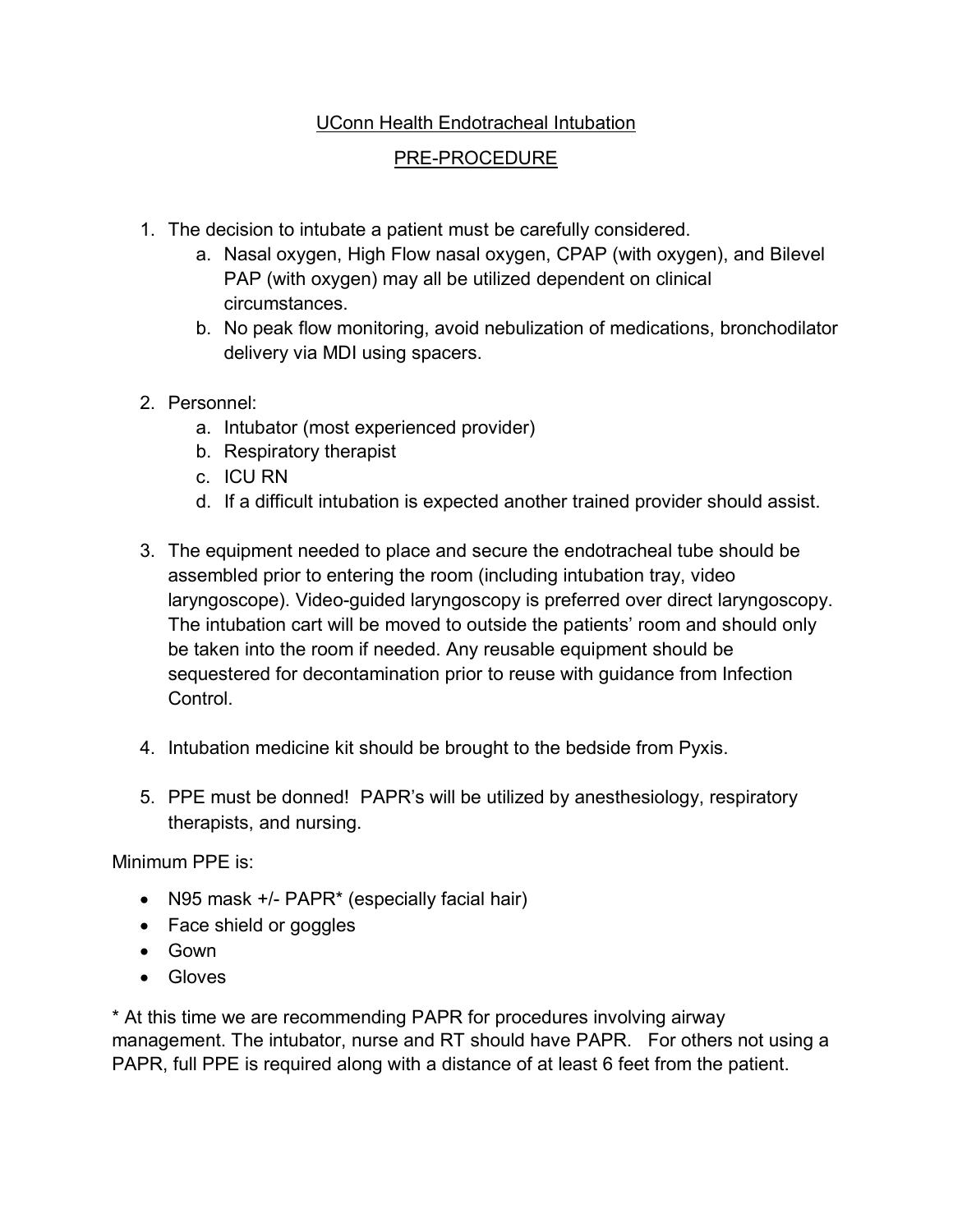# UConn Health Endotracheal Intubation

## PRE-PROCEDURE

1. The decision to intubate a patient must be carefully considered.
   a. Nasal oxygen, High Flow nasal oxygen, CPAP (with oxygen), and Bilevel PAP (with oxygen) may all be utilized dependent on clinical circumstances.
   b. No peak flow monitoring, avoid nebulization of medications, bronchodilator delivery via MDI using spacers.

2. Personnel:
   a. Intubator (most experienced provider)
   b. Respiratory therapist
   c. ICU RN
   d. If a difficult intubation is expected another trained provider should assist.

3. The equipment needed to place and secure the endotracheal tube should be assembled prior to entering the room (including intubation tray, video laryngoscope). Video-guided laryngoscopy is preferred over direct laryngoscopy. The intubation cart will be moved to outside the patients' room and should only be taken into the room if needed. Any reusable equipment should be sequestered for decontamination prior to reuse with guidance from Infection Control.

4. Intubation medicine kit should be brought to the bedside from Pyxis.

5. PPE must be donned! PAPR's will be utilized by anesthesiology, respiratory therapists, and nursing.

Minimum PPE is:

- N95 mask +/- PAPR* (especially facial hair)
- Face shield or goggles
- Gown
- Gloves

* At this time we are recommending PAPR for procedures involving airway management. The intubator, nurse and RT should have PAPR. For others not using a PAPR, full PPE is required along with a distance of at least 6 feet from the patient.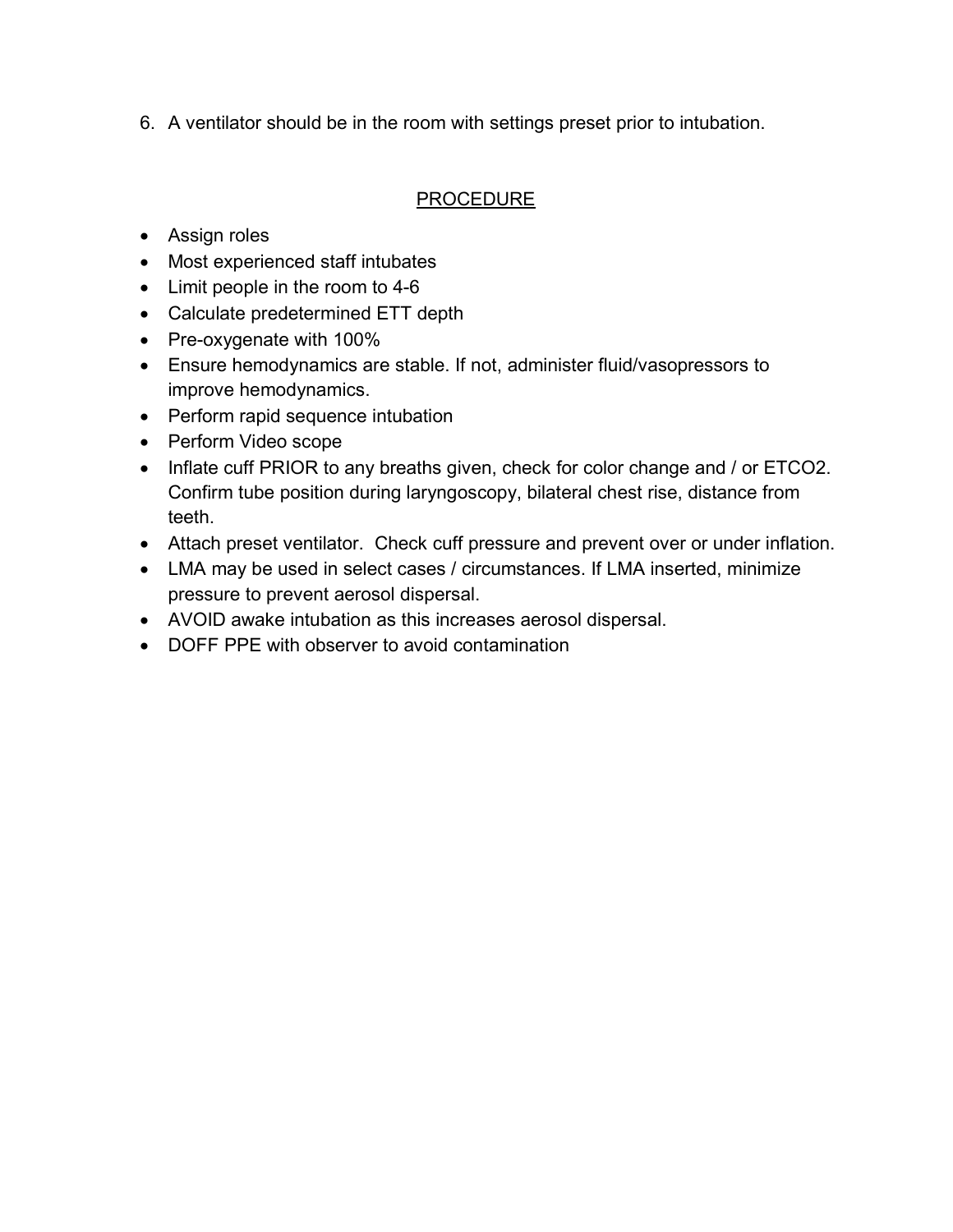6. A ventilator should be in the room with settings preset prior to intubation.

## PROCEDURE

- Assign roles
- Most experienced staff intubates
- Limit people in the room to 4-6
- Calculate predetermined ETT depth
- Pre-oxygenate with 100%
- Ensure hemodynamics are stable. If not, administer fluid/vasopressors to improve hemodynamics.
- Perform rapid sequence intubation
- Perform Video scope
- Inflate cuff PRIOR to any breaths given, check for color change and / or ETCO2. Confirm tube position during laryngoscopy, bilateral chest rise, distance from teeth.
- Attach preset ventilator. Check cuff pressure and prevent over or under inflation.
- LMA may be used in select cases / circumstances. If LMA inserted, minimize pressure to prevent aerosol dispersal.
- AVOID awake intubation as this increases aerosol dispersal.
- DOFF PPE with observer to avoid contamination